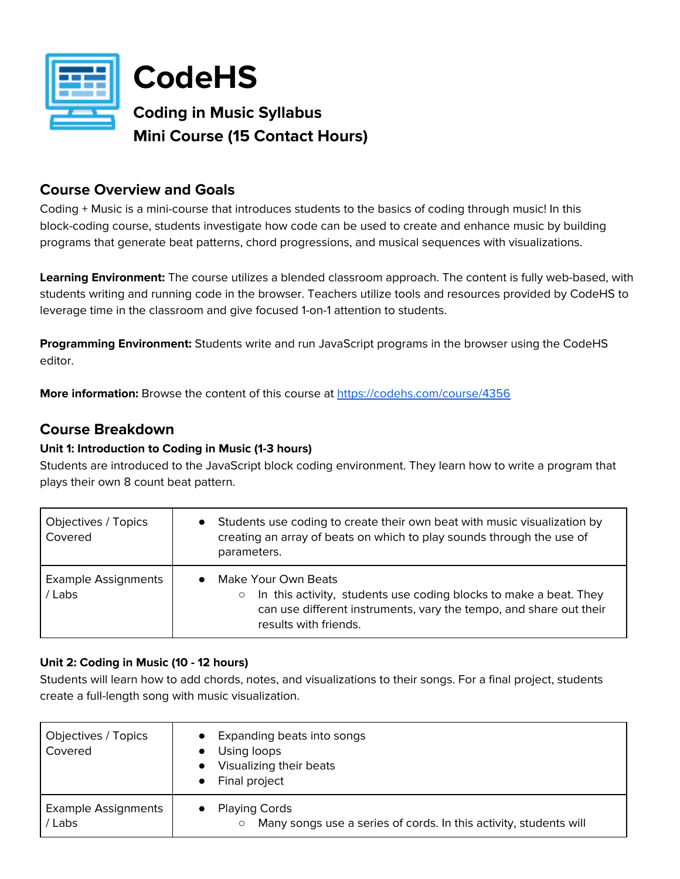# CodeHS

## Coding in Music Syllabus
## Mini Course (15 Contact Hours)

## Course Overview and Goals

Coding + Music is a mini-course that introduces students to the basics of coding through music! In this block-coding course, students investigate how code can be used to create and enhance music by building programs that generate beat patterns, chord progressions, and musical sequences with visualizations.

**Learning Environment:** The course utilizes a blended classroom approach. The content is fully web-based, with students writing and running code in the browser. Teachers utilize tools and resources provided by CodeHS to leverage time in the classroom and give focused 1-on-1 attention to students.

**Programming Environment:** Students write and run JavaScript programs in the browser using the CodeHS editor.

**More information:** Browse the content of this course at https://codehs.com/course/4356

## Course Breakdown

**Unit 1: Introduction to Coding in Music (1-3 hours)**

Students are introduced to the JavaScript block coding environment. They learn how to write a program that plays their own 8 count beat pattern.

| | |
|---|---|
| Objectives / Topics Covered | • Students use coding to create their own beat with music visualization by creating an array of beats on which to play sounds through the use of parameters. |
| Example Assignments / Labs | • Make Your Own Beats<br>○ In this activity, students use coding blocks to make a beat. They can use different instruments, vary the tempo, and share out their results with friends. |

**Unit 2: Coding in Music (10 - 12 hours)**

Students will learn how to add chords, notes, and visualizations to their songs. For a final project, students create a full-length song with music visualization.

| | |
|---|---|
| Objectives / Topics Covered | • Expanding beats into songs<br>• Using loops<br>• Visualizing their beats<br>• Final project |
| Example Assignments / Labs | • Playing Cords<br>○ Many songs use a series of cords. In this activity, students will |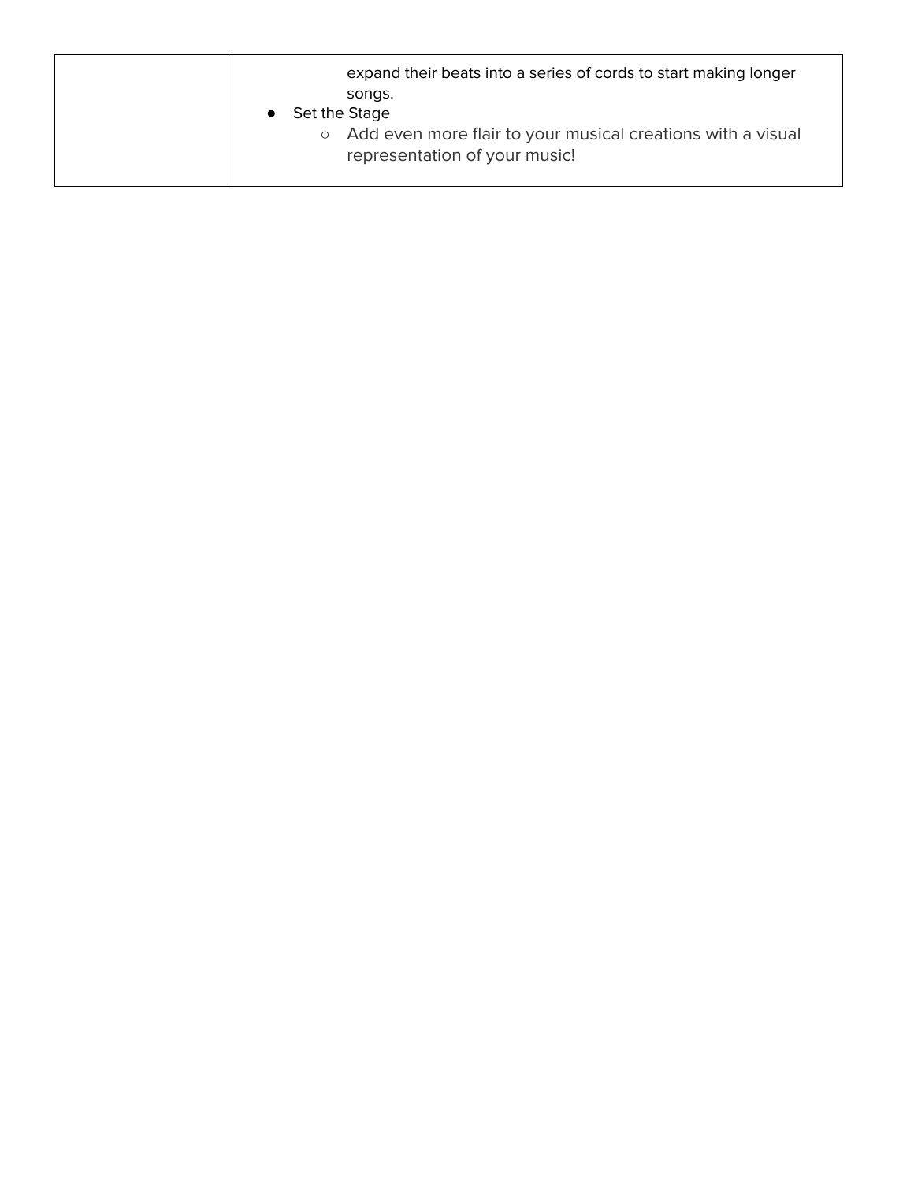| | |
|---|---|
| | expand their beats into a series of cords to start making longer songs.<br>● Set the Stage<br>○ Add even more flair to your musical creations with a visual representation of your music! |